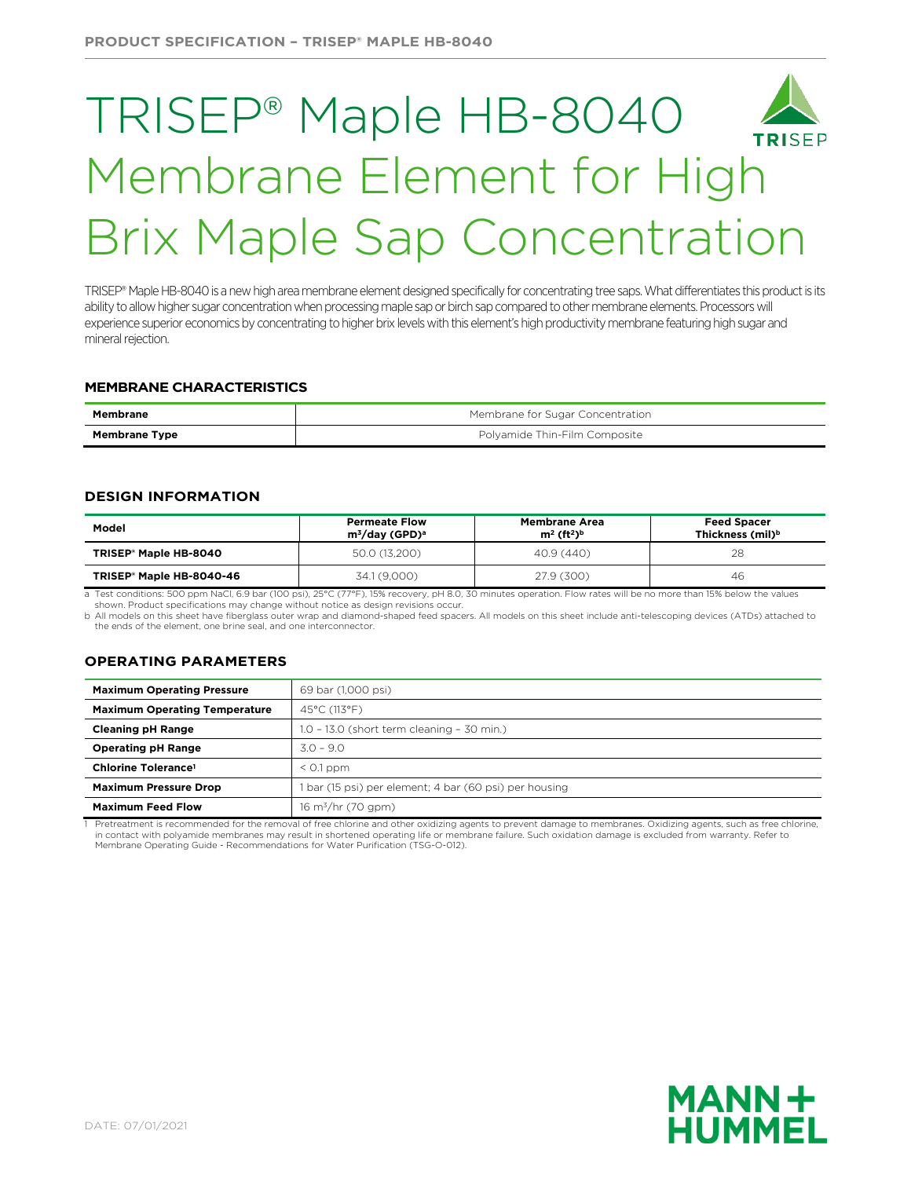# TRISEP® Maple HB-8040 Membrane Element for High Brix Maple Sap Concentration

TRISEP® Maple HB-8040 is a new high area membrane element designed specifically for concentrating tree saps. What differentiates this product is its ability to allow higher sugar concentration when processing maple sap or birch sap compared to other membrane elements. Processors will experience superior economics by concentrating to higher brix levels with this element's high productivity membrane featuring high sugar and mineral rejection.

## MEMBRANE CHARACTERISTICS

| | |
|---|---|
| **Membrane** | Membrane for Sugar Concentration |
| **Membrane Type** | Polyamide Thin-Film Composite |

## DESIGN INFORMATION

| Model | Permeate Flow $m^3$/day (GPD)[a] | Membrane Area $m^2$ ($ft^2$)[b] | Feed Spacer Thickness (mil)[b] |
|---|---|---|---|
| **TRISEP® Maple HB-8040** | 50.0 (13,200) | 40.9 (440) | 28 |
| **TRISEP® Maple HB-8040-46** | 34.1 (9,000) | 27.9 (300) | 46 |

a Test conditions: 500 ppm NaCl, 6.9 bar (100 psi), 25°C (77°F), 15% recovery, pH 8.0, 30 minutes operation. Flow rates will be no more than 15% below the values shown. Product specifications may change without notice as design revisions occur.

b All models on this sheet have fiberglass outer wrap and diamond-shaped feed spacers. All models on this sheet include anti-telescoping devices (ATDs) attached to the ends of the element, one brine seal, and one interconnector.

## OPERATING PARAMETERS

| | |
|---|---|
| **Maximum Operating Pressure** | 69 bar (1,000 psi) |
| **Maximum Operating Temperature** | 45°C (113°F) |
| **Cleaning pH Range** | 1.0 – 13.0 (short term cleaning – 30 min.) |
| **Operating pH Range** | 3.0 – 9.0 |
| **Chlorine Tolerance[1]** | < 0.1 ppm |
| **Maximum Pressure Drop** | 1 bar (15 psi) per element; 4 bar (60 psi) per housing |
| **Maximum Feed Flow** | 16 $m^3$/hr (70 gpm) |

1 Pretreatment is recommended for the removal of free chlorine and other oxidizing agents to prevent damage to membranes. Oxidizing agents, such as free chlorine, in contact with polyamide membranes may result in shortened operating life or membrane failure. Such oxidation damage is excluded from warranty. Refer to Membrane Operating Guide - Recommendations for Water Purification (TSG-O-012).

DATE: 07/01/2021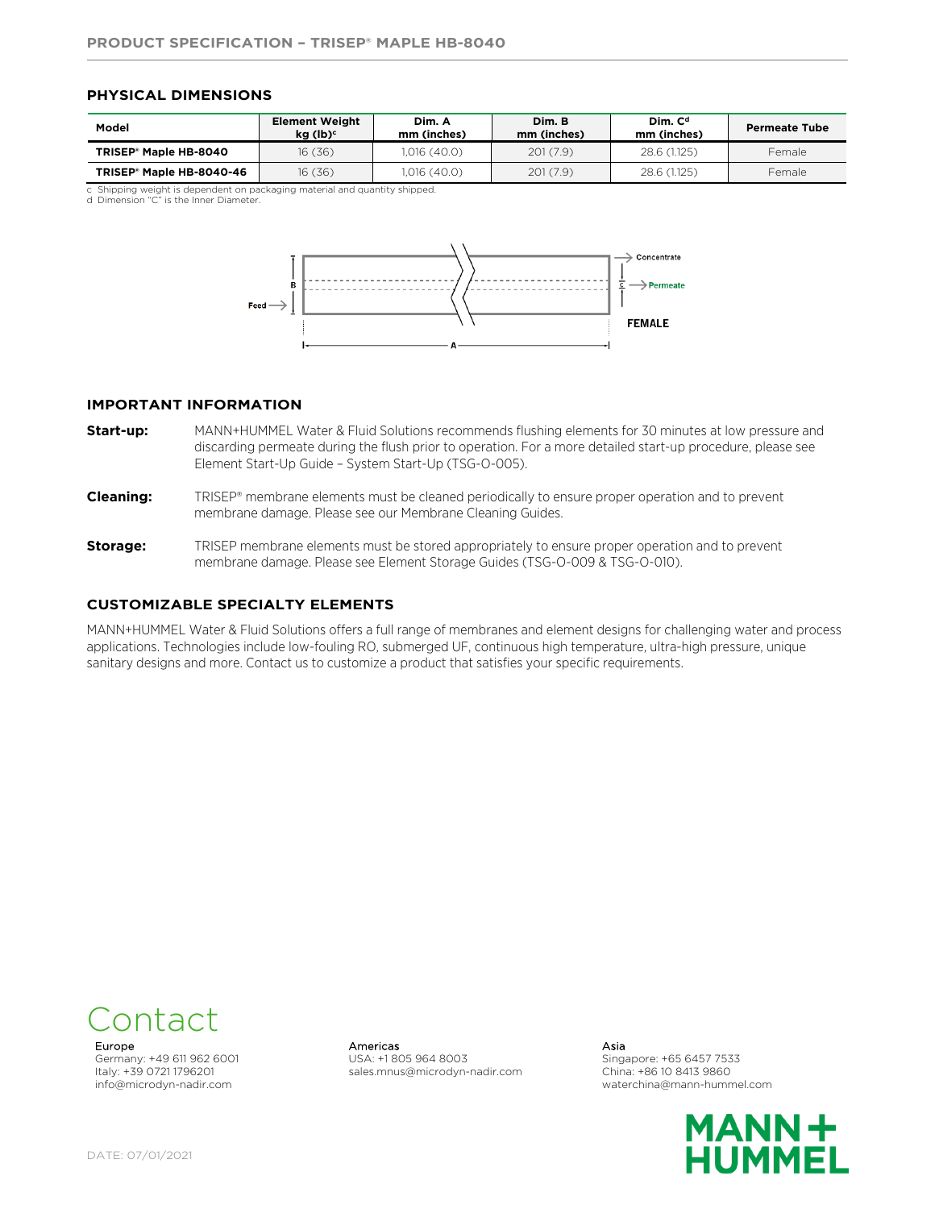## PHYSICAL DIMENSIONS

| Model | Element Weight kg (lb)[c] | Dim. A mm (inches) | Dim. B mm (inches) | Dim. C[d] mm (inches) | Permeate Tube |
|---|---|---|---|---|---|
| **TRISEP® Maple HB-8040** | 16 (36) | 1,016 (40.0) | 201 (7.9) | 28.6 (1.125) | Female |
| **TRISEP® Maple HB-8040-46** | 16 (36) | 1,016 (40.0) | 201 (7.9) | 28.6 (1.125) | Female |

c Shipping weight is dependent on packaging material and quantity shipped.
d Dimension "C" is the Inner Diameter.

Concentrate
Permeate
Feed
B
C
A
FEMALE

## IMPORTANT INFORMATION

**Start-up:** MANN+HUMMEL Water & Fluid Solutions recommends flushing elements for 30 minutes at low pressure and discarding permeate during the flush prior to operation. For a more detailed start-up procedure, please see Element Start-Up Guide – System Start-Up (TSG-O-005).

**Cleaning:** TRISEP® membrane elements must be cleaned periodically to ensure proper operation and to prevent membrane damage. Please see our Membrane Cleaning Guides.

**Storage:** TRISEP membrane elements must be stored appropriately to ensure proper operation and to prevent membrane damage. Please see Element Storage Guides (TSG-O-009 & TSG-O-010).

## CUSTOMIZABLE SPECIALTY ELEMENTS

MANN+HUMMEL Water & Fluid Solutions offers a full range of membranes and element designs for challenging water and process applications. Technologies include low-fouling RO, submerged UF, continuous high temperature, ultra-high pressure, unique sanitary designs and more. Contact us to customize a product that satisfies your specific requirements.

# Contact

Europe
Germany: +49 611 962 6001
Italy: +39 0721 1796201
info@microdyn-nadir.com

Americas
USA: +1 805 964 8003
sales.mnus@microdyn-nadir.com

Asia
Singapore: +65 6457 7533
China: +86 10 8413 9860
waterchina@mann-hummel.com

MANN+HUMMEL

DATE: 07/01/2021